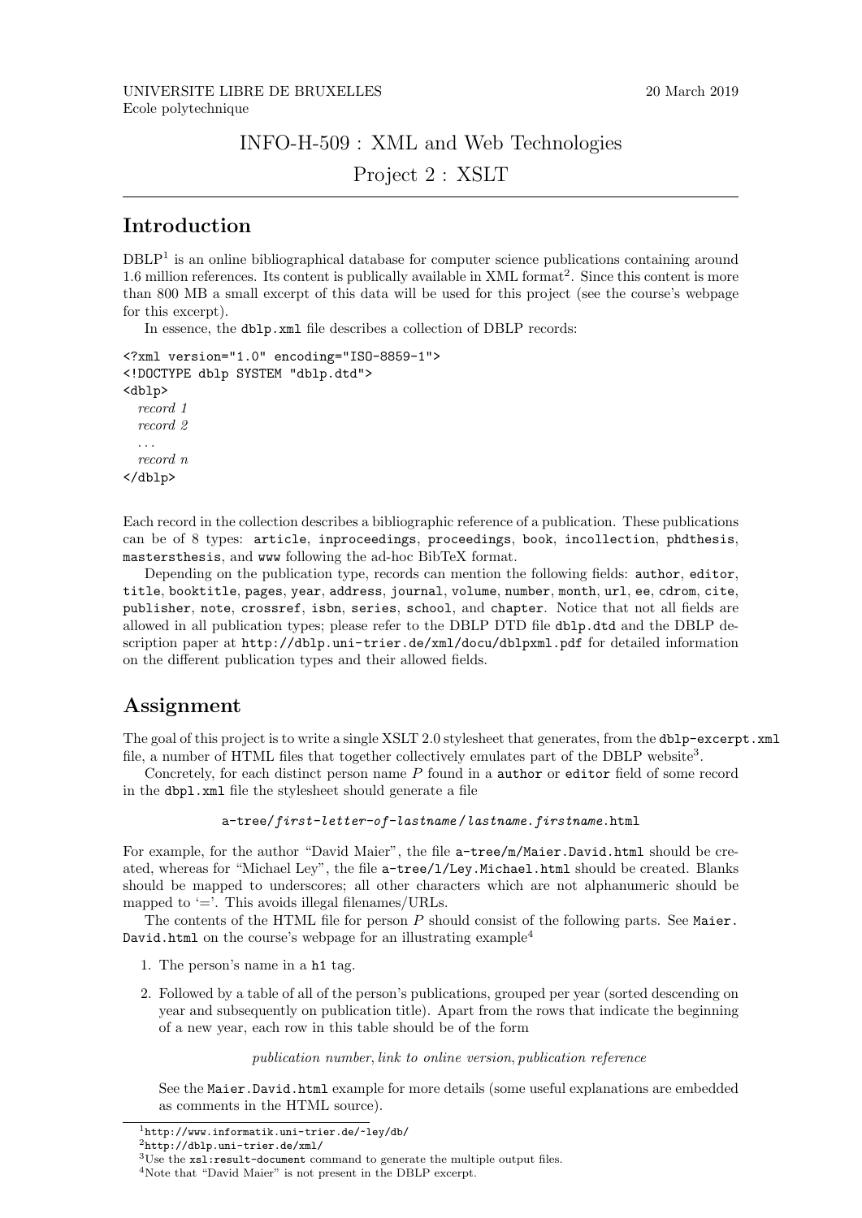UNIVERSITE LIBRE DE BRUXELLES
Ecole polytechnique

20 March 2019

INFO-H-509 : XML and Web Technologies

Project 2 : XSLT

---

## Introduction

DBLP[1] is an online bibliographical database for computer science publications containing around 1.6 million references. Its content is publically available in XML format[2]. Since this content is more than 800 MB a small excerpt of this data will be used for this project (see the course's webpage for this excerpt).

In essence, the `dblp.xml` file describes a collection of DBLP records:

```
<?xml version="1.0" encoding="ISO-8859-1">
<!DOCTYPE dblp SYSTEM "dblp.dtd">
<dblp>
  record 1
  record 2
  ...
  record n
</dblp>
```

Each record in the collection describes a bibliographic reference of a publication. These publications can be of 8 types: `article`, `inproceedings`, `proceedings`, `book`, `incollection`, `phdthesis`, `mastersthesis`, and `www` following the ad-hoc BibTeX format.

Depending on the publication type, records can mention the following fields: `author`, `editor`, `title`, `booktitle`, `pages`, `year`, `address`, `journal`, `volume`, `number`, `month`, `url`, `ee`, `cdrom`, `cite`, `publisher`, `note`, `crossref`, `isbn`, `series`, `school`, and `chapter`. Notice that not all fields are allowed in all publication types; please refer to the DBLP DTD file `dblp.dtd` and the DBLP description paper at `http://dblp.uni-trier.de/xml/docu/dblpxml.pdf` for detailed information on the different publication types and their allowed fields.

## Assignment

The goal of this project is to write a single XSLT 2.0 stylesheet that generates, from the `dblp-excerpt.xml` file, a number of HTML files that together collectively emulates part of the DBLP website[3].

Concretely, for each distinct person name $P$ found in a `author` or `editor` field of some record in the `dbpl.xml` file the stylesheet should generate a file

`a-tree/`*`first-letter-of-lastname`*`/`*`lastname.firstname`*`.html`

For example, for the author "David Maier", the file `a-tree/m/Maier.David.html` should be created, whereas for "Michael Ley", the file `a-tree/l/Ley.Michael.html` should be created. Blanks should be mapped to underscores; all other characters which are not alphanumeric should be mapped to '='. This avoids illegal filenames/URLs.

The contents of the HTML file for person $P$ should consist of the following parts. See `Maier.David.html` on the course's webpage for an illustrating example[4]

1. The person's name in a `h1` tag.
2. Followed by a table of all of the person's publications, grouped per year (sorted descending on year and subsequently on publication title). Apart from the rows that indicate the beginning of a new year, each row in this table should be of the form

   *publication number, link to online version, publication reference*

   See the `Maier.David.html` example for more details (some useful explanations are embedded as comments in the HTML source).

---

[1] `http://www.informatik.uni-trier.de/~ley/db/`

[2] `http://dblp.uni-trier.de/xml/`

[3] Use the `xsl:result-document` command to generate the multiple output files.

[4] Note that "David Maier" is not present in the DBLP excerpt.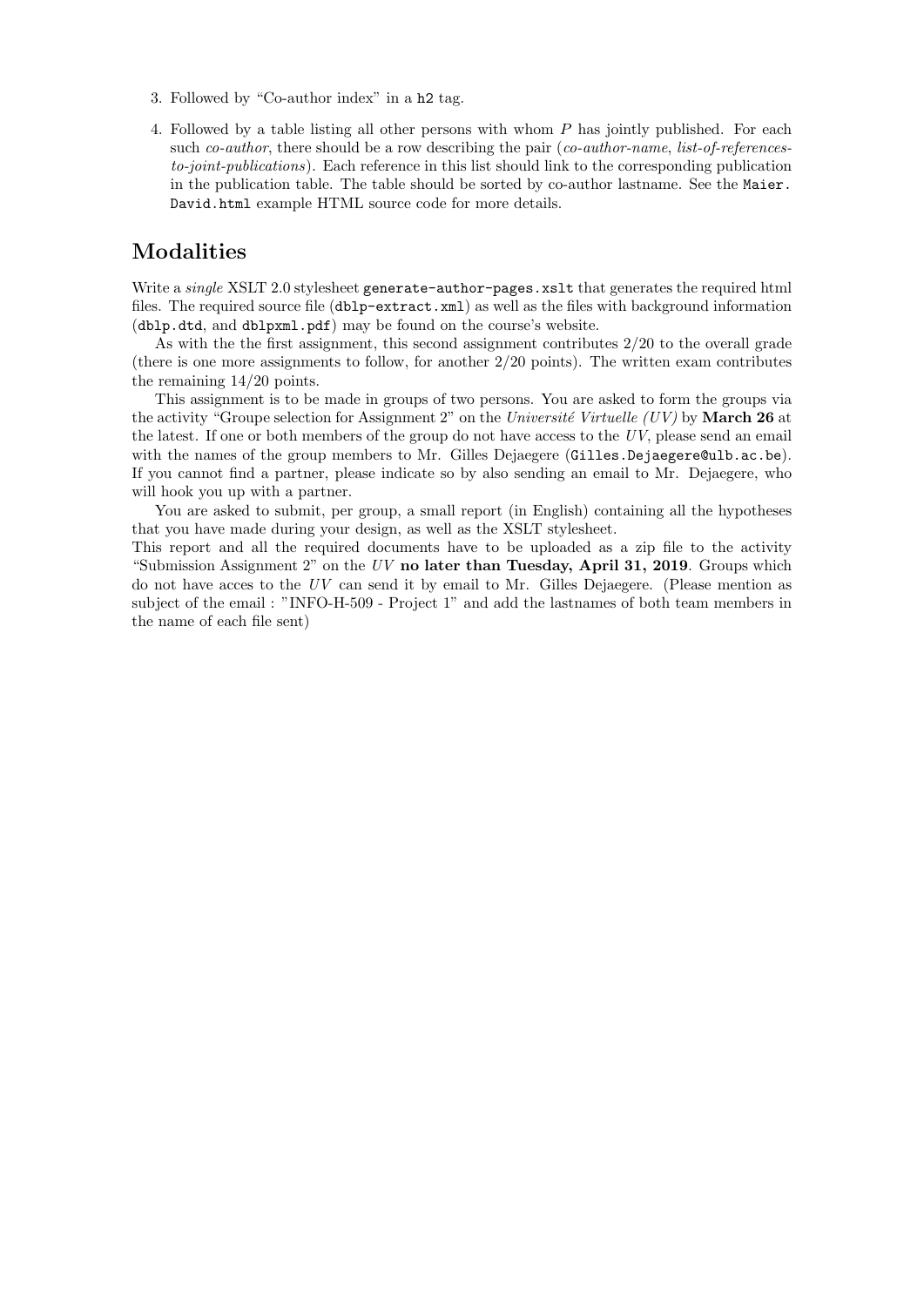3. Followed by "Co-author index" in a `h2` tag.

4. Followed by a table listing all other persons with whom $P$ has jointly published. For each such *co-author*, there should be a row describing the pair (*co-author-name*, *list-of-references-to-joint-publications*). Each reference in this list should link to the corresponding publication in the publication table. The table should be sorted by co-author lastname. See the `Maier.David.html` example HTML source code for more details.

## Modalities

Write a *single* XSLT 2.0 stylesheet `generate-author-pages.xslt` that generates the required html files. The required source file (`dblp-extract.xml`) as well as the files with background information (`dblp.dtd`, and `dblpxml.pdf`) may be found on the course's website.

As with the the first assignment, this second assignment contributes 2/20 to the overall grade (there is one more assignments to follow, for another 2/20 points). The written exam contributes the remaining 14/20 points.

This assignment is to be made in groups of two persons. You are asked to form the groups via the activity "Groupe selection for Assignment 2" on the *Université Virtuelle (UV)* by **March 26** at the latest. If one or both members of the group do not have access to the *UV*, please send an email with the names of the group members to Mr. Gilles Dejaegere (`Gilles.Dejaegere@ulb.ac.be`). If you cannot find a partner, please indicate so by also sending an email to Mr. Dejaegere, who will hook you up with a partner.

You are asked to submit, per group, a small report (in English) containing all the hypotheses that you have made during your design, as well as the XSLT stylesheet.

This report and all the required documents have to be uploaded as a zip file to the activity "Submission Assignment 2" on the *UV* **no later than Tuesday, April 31, 2019**. Groups which do not have acces to the *UV* can send it by email to Mr. Gilles Dejaegere. (Please mention as subject of the email : "INFO-H-509 - Project 1" and add the lastnames of both team members in the name of each file sent)